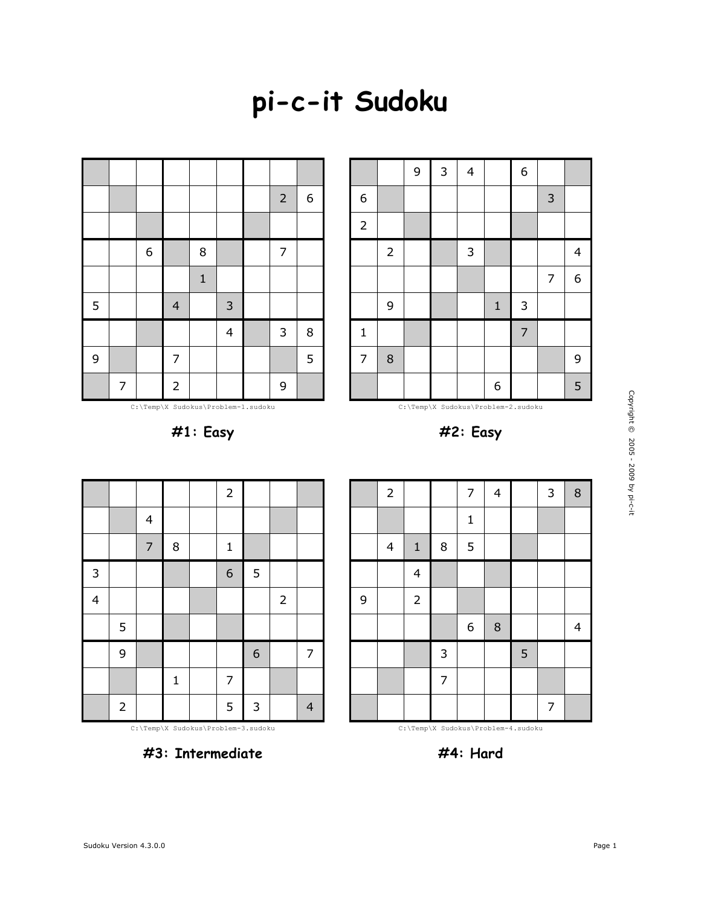# pi-c-it Sudoku

|   |   |   |   |   |   |   |   |   |
|---|---|---|---|---|---|---|---|---|
|   |   |   |   |   |   |   |   |   |
|   |   |   |   |   |   |   | 2 | 6 |
|   |   |   |   |   |   |   |   |   |
|   |   | 6 |   | 8 |   |   | 7 |   |
|   |   |   |   | 1 |   |   |   |   |
| 5 |   |   | 4 |   | 3 |   |   |   |
|   |   |   |   |   | 4 |   | 3 | 8 |
| 9 |   |   | 7 |   |   |   |   | 5 |
|   | 7 |   | 2 |   |   |   | 9 |   |

C:\Temp\X Sudokus\Problem-1.sudoku

**#1: Easy**

|   |   |   |   |   |   |   |   |   |
|---|---|---|---|---|---|---|---|---|
|   |   | 9 | 3 | 4 |   | 6 |   |   |
| 6 |   |   |   |   |   |   | 3 |   |
| 2 |   |   |   |   |   |   |   |   |
|   | 2 |   |   | 3 |   |   |   | 4 |
|   |   |   |   |   |   |   | 7 | 6 |
|   | 9 |   |   |   | 1 | 3 |   |   |
| 1 |   |   |   |   |   | 7 |   |   |
| 7 | 8 |   |   |   |   |   |   | 9 |
|   |   |   |   |   | 6 |   |   | 5 |

C:\Temp\X Sudokus\Problem-2.sudoku

**#2: Easy**

|   |   |   |   |   |   |   |   |   |
|---|---|---|---|---|---|---|---|---|
|   |   |   |   |   | 2 |   |   |   |
|   |   | 4 |   |   |   |   |   |   |
|   |   | 7 | 8 |   | 1 |   |   |   |
| 3 |   |   |   |   | 6 | 5 |   |   |
| 4 |   |   |   |   |   |   | 2 |   |
|   | 5 |   |   |   |   |   |   |   |
|   | 9 |   |   |   |   | 6 |   | 7 |
|   |   |   | 1 |   | 7 |   |   |   |
|   | 2 |   |   |   | 5 | 3 |   | 4 |

C:\Temp\X Sudokus\Problem-3.sudoku

**#3: Intermediate**

|   |   |   |   |   |   |   |   |   |
|---|---|---|---|---|---|---|---|---|
|   | 2 |   |   | 7 | 4 |   | 3 | 8 |
|   |   |   |   | 1 |   |   |   |   |
|   | 4 | 1 | 8 | 5 |   |   |   |   |
|   |   | 4 |   |   |   |   |   |   |
| 9 |   | 2 |   |   |   |   |   |   |
|   |   |   |   | 6 | 8 |   |   | 4 |
|   |   |   | 3 |   |   | 5 |   |   |
|   |   |   | 7 |   |   |   |   |   |
|   |   |   |   |   |   |   | 7 |   |

C:\Temp\X Sudokus\Problem-4.sudoku

**#4: Hard**

Copyright © 2005 - 2009 by pi-c-it

Sudoku Version 4.3.0.0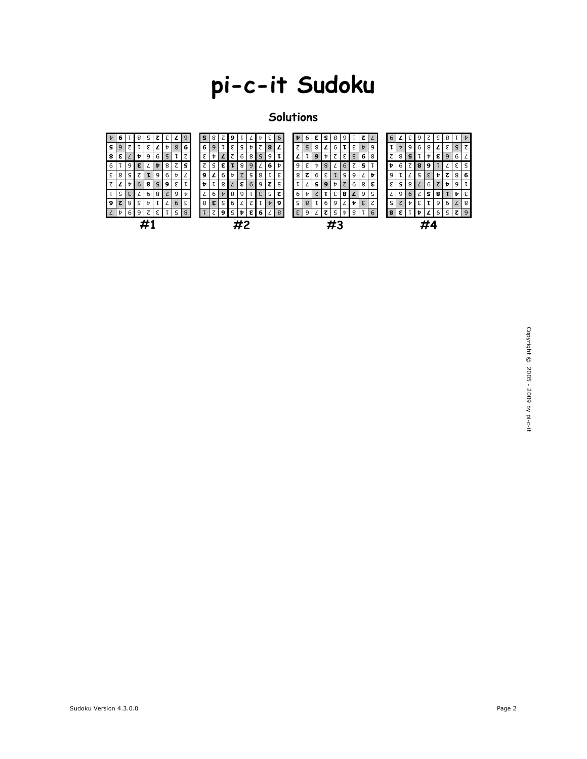# pi-c-it Sudoku

## Solutions

**#1**

| | | | | | | | | |
|---|---|---|---|---|---|---|---|---|
| 4 | 9 | 1 | 8 | 5 | 2 | 3 | 7 | 6 |
| 5 | 6 | 2 | 1 | 3 | 7 | 4 | 8 | 9 |
| 8 | 3 | 7 | 4 | 6 | 9 | 5 | 1 | 2 |
| 9 | 1 | 6 | 3 | 7 | 4 | 8 | 2 | 5 |
| 3 | 8 | 5 | 2 | 1 | 6 | 9 | 4 | 7 |
| 2 | 7 | 4 | 9 | 8 | 5 | 6 | 3 | 1 |
| 1 | 5 | 3 | 7 | 9 | 8 | 2 | 6 | 4 |
| 6 | 2 | 8 | 5 | 4 | 1 | 7 | 9 | 3 |
| 7 | 4 | 9 | 6 | 2 | 3 | 1 | 5 | 8 |

**#2**

| | | | | | | | | |
|---|---|---|---|---|---|---|---|---|
| 5 | 8 | 2 | 6 | 1 | 7 | 4 | 3 | 9 |
| 9 | 6 | 1 | 3 | 5 | 4 | 2 | 8 | 7 |
| 3 | 4 | 7 | 2 | 9 | 8 | 5 | 6 | 1 |
| 2 | 5 | 3 | 1 | 8 | 6 | 7 | 9 | 4 |
| 6 | 7 | 9 | 4 | 2 | 5 | 8 | 1 | 3 |
| 4 | 1 | 8 | 7 | 3 | 9 | 6 | 2 | 5 |
| 7 | 9 | 4 | 8 | 6 | 1 | 3 | 5 | 2 |
| 8 | 3 | 5 | 9 | 7 | 2 | 1 | 4 | 6 |
| 1 | 2 | 6 | 5 | 4 | 3 | 9 | 7 | 8 |

**#3**

| | | | | | | | | |
|---|---|---|---|---|---|---|---|---|
| 4 | 9 | 3 | 5 | 8 | 6 | 1 | 2 | 7 |
| 2 | 5 | 8 | 7 | 9 | 1 | 3 | 4 | 6 |
| 7 | 1 | 6 | 4 | 2 | 3 | 5 | 9 | 8 |
| 6 | 3 | 4 | 8 | 7 | 9 | 2 | 5 | 1 |
| 8 | 2 | 9 | 3 | 1 | 5 | 6 | 7 | 4 |
| 1 | 7 | 5 | 6 | 4 | 2 | 9 | 8 | 3 |
| 9 | 4 | 2 | 1 | 3 | 8 | 7 | 6 | 5 |
| 5 | 8 | 1 | 9 | 6 | 7 | 4 | 3 | 2 |
| 3 | 6 | 7 | 2 | 5 | 4 | 8 | 1 | 9 |

**#4**

| | | | | | | | | |
|---|---|---|---|---|---|---|---|---|
| 9 | 7 | 3 | 6 | 2 | 5 | 8 | 1 | 4 |
| 1 | 4 | 6 | 9 | 8 | 7 | 3 | 5 | 2 |
| 2 | 8 | 5 | 1 | 4 | 3 | 6 | 9 | 7 |
| 4 | 9 | 2 | 8 | 6 | 1 | 7 | 3 | 5 |
| 6 | 1 | 7 | 5 | 3 | 4 | 2 | 8 | 9 |
| 3 | 5 | 8 | 7 | 9 | 2 | 4 | 6 | 1 |
| 7 | 6 | 9 | 2 | 5 | 8 | 1 | 4 | 3 |
| 5 | 2 | 4 | 3 | 1 | 6 | 9 | 7 | 8 |
| 8 | 3 | 1 | 4 | 7 | 9 | 5 | 2 | 6 |

Copyright © 2005 - 2009 by pi-c-it